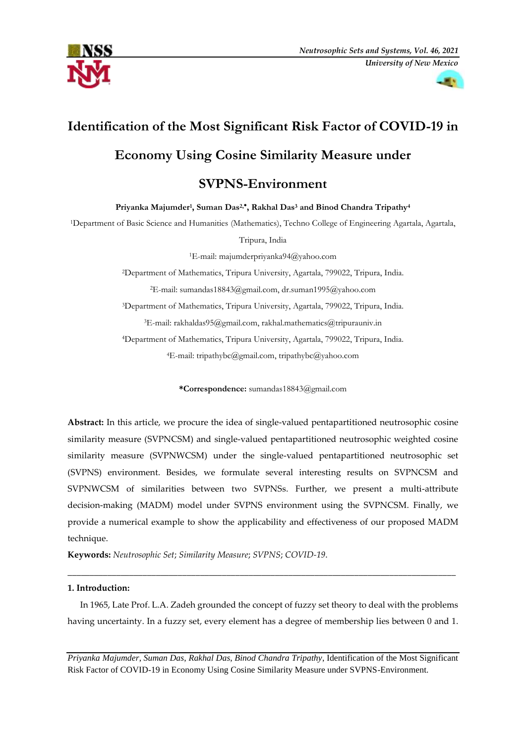# Identification of the Most Significant Risk Factor of COVID-19 in Economy Using Cosine Similarity Measure under SVPNS-Environment

**Priyanka Majumder[1], Suman Das[2,*], Rakhal Das[3] and Binod Chandra Tripathy[4]**

[1]Department of Basic Science and Humanities (Mathematics), Techno College of Engineering Agartala, Agartala, Tripura, India

[1]E-mail: majumderpriyanka94@yahoo.com

[2]Department of Mathematics, Tripura University, Agartala, 799022, Tripura, India.

[2]E-mail: sumandas18843@gmail.com, dr.suman1995@yahoo.com

[3]Department of Mathematics, Tripura University, Agartala, 799022, Tripura, India.

[3]E-mail: rakhaldas95@gmail.com, rakhal.mathematics@tripurauniv.in

[4]Department of Mathematics, Tripura University, Agartala, 799022, Tripura, India.

[4]E-mail: tripathybc@gmail.com, tripathybc@yahoo.com

***Correspondence:** sumandas18843@gmail.com

**Abstract:** In this article, we procure the idea of single-valued pentapartitioned neutrosophic cosine similarity measure (SVPNCSM) and single-valued pentapartitioned neutrosophic weighted cosine similarity measure (SVPNWCSM) under the single-valued pentapartitioned neutrosophic set (SVPNS) environment. Besides, we formulate several interesting results on SVPNCSM and SVPNWCSM of similarities between two SVPNSs. Further, we present a multi-attribute decision-making (MADM) model under SVPNS environment using the SVPNCSM. Finally, we provide a numerical example to show the applicability and effectiveness of our proposed MADM technique.

**Keywords:** *Neutrosophic Set*; *Similarity Measure*; *SVPNS*; *COVID-19*.

---

## 1. Introduction:

In 1965, Late Prof. L.A. Zadeh grounded the concept of fuzzy set theory to deal with the problems having uncertainty. In a fuzzy set, every element has a degree of membership lies between 0 and 1.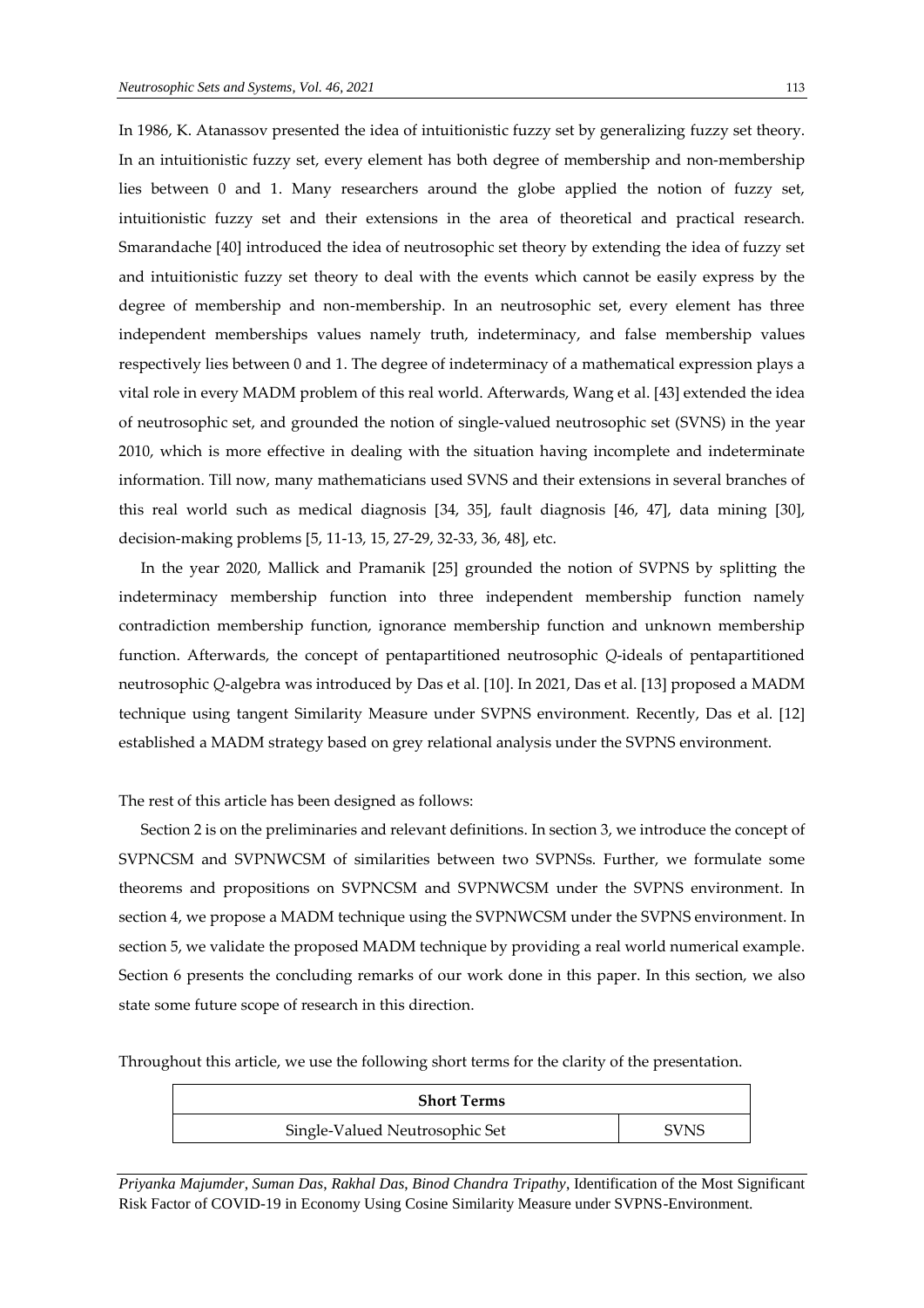In 1986, K. Atanassov presented the idea of intuitionistic fuzzy set by generalizing fuzzy set theory. In an intuitionistic fuzzy set, every element has both degree of membership and non-membership lies between 0 and 1. Many researchers around the globe applied the notion of fuzzy set, intuitionistic fuzzy set and their extensions in the area of theoretical and practical research. Smarandache [40] introduced the idea of neutrosophic set theory by extending the idea of fuzzy set and intuitionistic fuzzy set theory to deal with the events which cannot be easily express by the degree of membership and non-membership. In an neutrosophic set, every element has three independent memberships values namely truth, indeterminacy, and false membership values respectively lies between 0 and 1. The degree of indeterminacy of a mathematical expression plays a vital role in every MADM problem of this real world. Afterwards, Wang et al. [43] extended the idea of neutrosophic set, and grounded the notion of single-valued neutrosophic set (SVNS) in the year 2010, which is more effective in dealing with the situation having incomplete and indeterminate information. Till now, many mathematicians used SVNS and their extensions in several branches of this real world such as medical diagnosis [34, 35], fault diagnosis [46, 47], data mining [30], decision-making problems [5, 11-13, 15, 27-29, 32-33, 36, 48], etc.

In the year 2020, Mallick and Pramanik [25] grounded the notion of SVPNS by splitting the indeterminacy membership function into three independent membership function namely contradiction membership function, ignorance membership function and unknown membership function. Afterwards, the concept of pentapartitioned neutrosophic *Q*-ideals of pentapartitioned neutrosophic *Q*-algebra was introduced by Das et al. [10]. In 2021, Das et al. [13] proposed a MADM technique using tangent Similarity Measure under SVPNS environment. Recently, Das et al. [12] established a MADM strategy based on grey relational analysis under the SVPNS environment.

The rest of this article has been designed as follows:

Section 2 is on the preliminaries and relevant definitions. In section 3, we introduce the concept of SVPNCSM and SVPNWCSM of similarities between two SVPNSs. Further, we formulate some theorems and propositions on SVPNCSM and SVPNWCSM under the SVPNS environment. In section 4, we propose a MADM technique using the SVPNWCSM under the SVPNS environment. In section 5, we validate the proposed MADM technique by providing a real world numerical example. Section 6 presents the concluding remarks of our work done in this paper. In this section, we also state some future scope of research in this direction.

Throughout this article, we use the following short terms for the clarity of the presentation.

| **Short Terms** | |
|---|---|
| Single-Valued Neutrosophic Set | SVNS |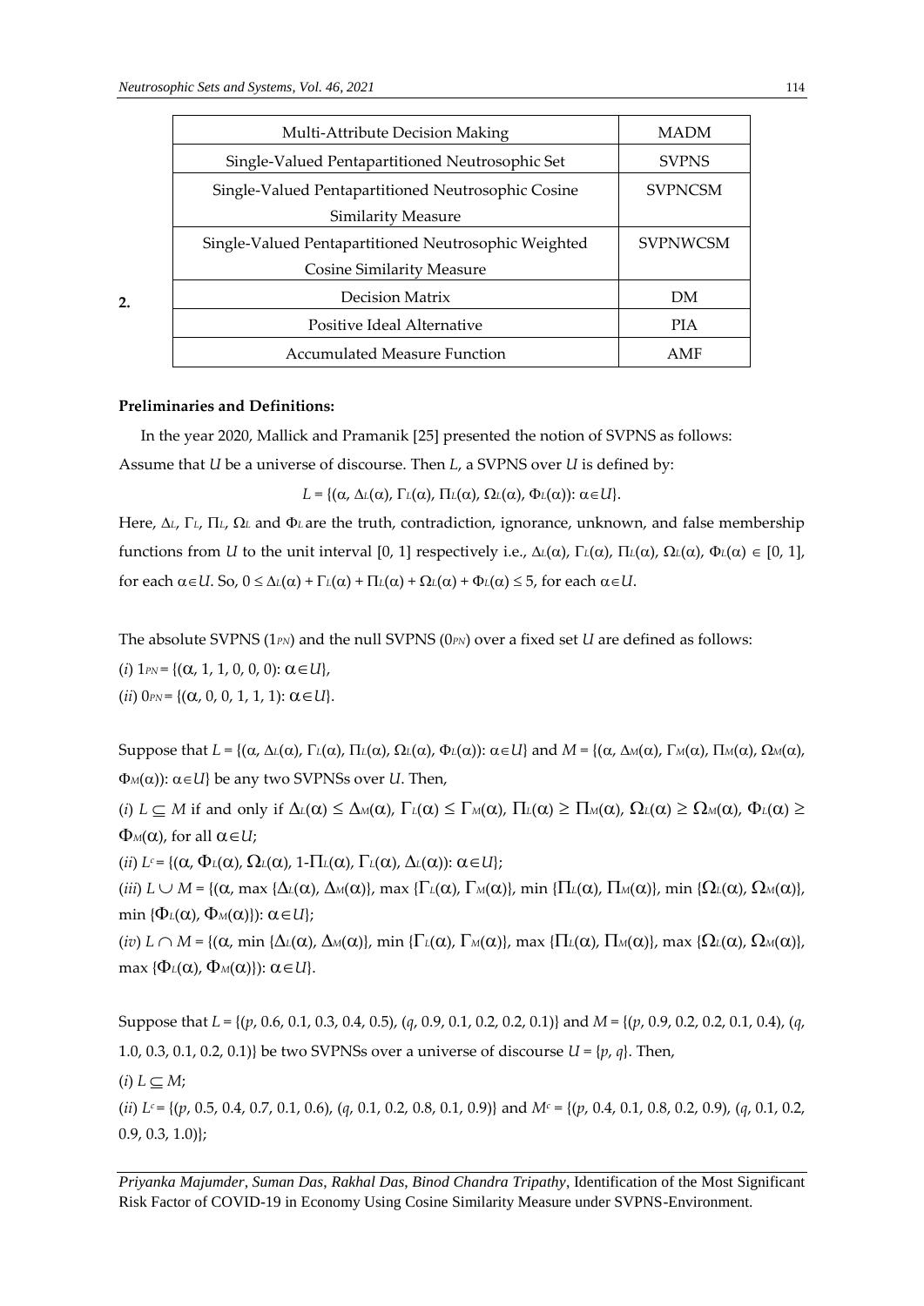| Multi-Attribute Decision Making | MADM |
| --- | --- |
| Single-Valued Pentapartitioned Neutrosophic Set | SVPNS |
| Single-Valued Pentapartitioned Neutrosophic Cosine Similarity Measure | SVPNCSM |
| Single-Valued Pentapartitioned Neutrosophic Weighted Cosine Similarity Measure | SVPNWCSM |
| Decision Matrix | DM |
| Positive Ideal Alternative | PIA |
| Accumulated Measure Function | AMF |

## 2. Preliminaries and Definitions:

In the year 2020, Mallick and Pramanik [25] presented the notion of SVPNS as follows:

Assume that $U$ be a universe of discourse. Then $L$, a SVPNS over $U$ is defined by:

$$L = \{(\alpha, \Delta_L(\alpha), \Gamma_L(\alpha), \Pi_L(\alpha), \Omega_L(\alpha), \Phi_L(\alpha)): \alpha \in U\}.$$

Here, $\Delta_L$, $\Gamma_L$, $\Pi_L$, $\Omega_L$ and $\Phi_L$ are the truth, contradiction, ignorance, unknown, and false membership functions from $U$ to the unit interval [0, 1] respectively i.e., $\Delta_L(\alpha), \Gamma_L(\alpha), \Pi_L(\alpha), \Omega_L(\alpha), \Phi_L(\alpha) \in [0, 1]$, for each $\alpha \in U$. So, $0 \leq \Delta_L(\alpha) + \Gamma_L(\alpha) + \Pi_L(\alpha) + \Omega_L(\alpha) + \Phi_L(\alpha) \leq 5$, for each $\alpha \in U$.

The absolute SVPNS ($1_{PN}$) and the null SVPNS ($0_{PN}$) over a fixed set $U$ are defined as follows:

(*i*) $1_{PN} = \{(\alpha, 1, 1, 0, 0, 0): \alpha \in U\}$,

(*ii*) $0_{PN} = \{(\alpha, 0, 0, 1, 1, 1): \alpha \in U\}$.

Suppose that $L = \{(\alpha, \Delta_L(\alpha), \Gamma_L(\alpha), \Pi_L(\alpha), \Omega_L(\alpha), \Phi_L(\alpha)): \alpha \in U\}$ and $M = \{(\alpha, \Delta_M(\alpha), \Gamma_M(\alpha), \Pi_M(\alpha), \Omega_M(\alpha), \Phi_M(\alpha)): \alpha \in U\}$ be any two SVPNSs over $U$. Then,

(*i*) $L \subseteq M$ if and only if $\Delta_L(\alpha) \leq \Delta_M(\alpha)$, $\Gamma_L(\alpha) \leq \Gamma_M(\alpha)$, $\Pi_L(\alpha) \geq \Pi_M(\alpha)$, $\Omega_L(\alpha) \geq \Omega_M(\alpha)$, $\Phi_L(\alpha) \geq \Phi_M(\alpha)$, for all $\alpha \in U$;

(*ii*) $L^c = \{(\alpha, \Phi_L(\alpha), \Omega_L(\alpha), 1-\Pi_L(\alpha), \Gamma_L(\alpha), \Delta_L(\alpha)): \alpha \in U\}$;

(*iii*) $L \cup M = \{(\alpha, \max\{\Delta_L(\alpha), \Delta_M(\alpha)\}, \max\{\Gamma_L(\alpha), \Gamma_M(\alpha)\}, \min\{\Pi_L(\alpha), \Pi_M(\alpha)\}, \min\{\Omega_L(\alpha), \Omega_M(\alpha)\}, \min\{\Phi_L(\alpha), \Phi_M(\alpha)\}): \alpha \in U\}$;

(*iv*) $L \cap M = \{(\alpha, \min\{\Delta_L(\alpha), \Delta_M(\alpha)\}, \min\{\Gamma_L(\alpha), \Gamma_M(\alpha)\}, \max\{\Pi_L(\alpha), \Pi_M(\alpha)\}, \max\{\Omega_L(\alpha), \Omega_M(\alpha)\}, \max\{\Phi_L(\alpha), \Phi_M(\alpha)\}): \alpha \in U\}$.

Suppose that $L = \{(p, 0.6, 0.1, 0.3, 0.4, 0.5), (q, 0.9, 0.1, 0.2, 0.2, 0.1)\}$ and $M = \{(p, 0.9, 0.2, 0.2, 0.1, 0.4), (q, 1.0, 0.3, 0.1, 0.2, 0.1)\}$ be two SVPNSs over a universe of discourse $U = \{p, q\}$. Then,

(*i*) $L \subseteq M$;

(*ii*) $L^c = \{(p, 0.5, 0.4, 0.7, 0.1, 0.6), (q, 0.1, 0.2, 0.8, 0.1, 0.9)\}$ and $M^c = \{(p, 0.4, 0.1, 0.8, 0.2, 0.9), (q, 0.1, 0.2, 0.9, 0.3, 1.0)\}$;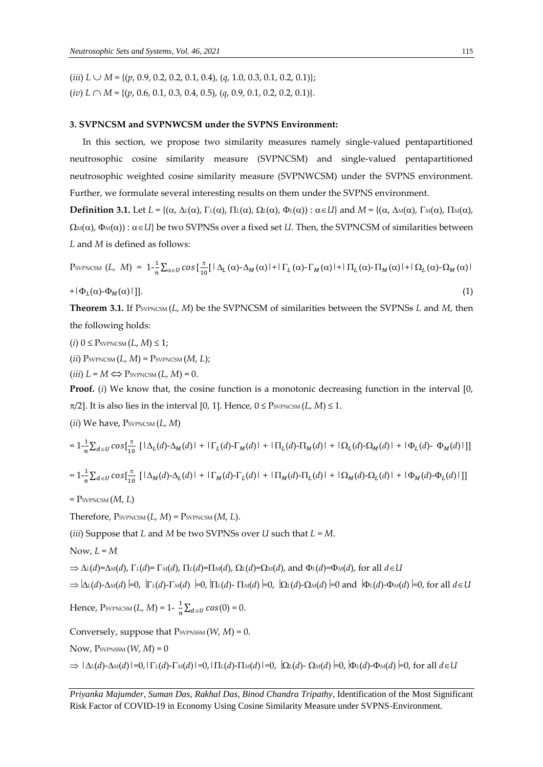(*iii*) $L \cup M$ = {(*p*, 0.9, 0.2, 0.2, 0.1, 0.4), (*q*, 1.0, 0.3, 0.1, 0.2, 0.1)};

(*iv*) $L \cap M$ = {(*p*, 0.6, 0.1, 0.3, 0.4, 0.5), (*q*, 0.9, 0.1, 0.2, 0.2, 0.1)}.

### 3. SVPNCSM and SVPNWCSM under the SVPNS Environment:

In this section, we propose two similarity measures namely single-valued pentapartitioned neutrosophic cosine similarity measure (SVPNCSM) and single-valued pentapartitioned neutrosophic weighted cosine similarity measure (SVPNWCSM) under the SVPNS environment. Further, we formulate several interesting results on them under the SVPNS environment.

**Definition 3.1.** Let $L = \{(\alpha, \Delta_L(\alpha), \Gamma_L(\alpha), \Pi_L(\alpha), \Omega_L(\alpha), \Phi_L(\alpha)) : \alpha \in U\}$ and $M = \{(\alpha, \Delta_M(\alpha), \Gamma_M(\alpha), \Pi_M(\alpha), \Omega_M(\alpha), \Phi_M(\alpha)) : \alpha \in U\}$ be two SVPNSs over a fixed set *U*. Then, the SVPNCSM of similarities between *L* and *M* is defined as follows:

$$P_{SVPNCSM}(L, M) = 1-\frac{1}{n}\sum_{\alpha\in U} cos\,[\tfrac{\pi}{10}[\,|\Delta_L(\alpha)-\Delta_M(\alpha)|+|\Gamma_L(\alpha)-\Gamma_M(\alpha)|+|\Pi_L(\alpha)-\Pi_M(\alpha)|+|\Omega_L(\alpha)-\Omega_M(\alpha)|+|\Phi_L(\alpha)-\Phi_M(\alpha)|]]. \quad (1)$$

**Theorem 3.1.** If $P_{SVPNCSM}(L, M)$ be the SVPNCSM of similarities between the SVPNSs *L* and *M*, then the following holds:

(*i*) $0 \le P_{SVPNCSM}(L, M) \le 1$;

(*ii*) $P_{SVPNCSM}(L, M) = P_{SVPNCSM}(M, L)$;

(*iii*) $L = M \Leftrightarrow P_{SVPNCSM}(L, M) = 0$.

**Proof.** (*i*) We know that, the cosine function is a monotonic decreasing function in the interval [0, π/2]. It is also lies in the interval [0, 1]. Hence, $0 \le P_{SVPNCSM}(L, M) \le 1$.

(*ii*) We have, $P_{SVPNCSM}(L, M)$

$$= 1-\frac{1}{n}\sum_{d\in U} cos[\tfrac{\pi}{10}\,[\,|\Delta_L(d)-\Delta_M(d)| + |\Gamma_L(d)-\Gamma_M(d)| + |\Pi_L(d)-\Pi_M(d)| + |\Omega_L(d)-\Omega_M(d)| + |\Phi_L(d)-\Phi_M(d)|]]$$

$$= 1-\frac{1}{n}\sum_{d\in U} cos[\tfrac{\pi}{10}\,[\,|\Delta_M(d)-\Delta_L(d)| + |\Gamma_M(d)-\Gamma_L(d)| + |\Pi_M(d)-\Pi_L(d)| + |\Omega_M(d)-\Omega_L(d)| + |\Phi_M(d)-\Phi_L(d)|]]$$

$= P_{SVPNCSM}(M, L)$

Therefore, $P_{SVPNCSM}(L, M) = P_{SVPNCSM}(M, L)$.

(*iii*) Suppose that *L* and *M* be two SVPNSs over *U* such that *L* = *M*.

Now, *L* = *M*

$\Rightarrow \Delta_L(d)=\Delta_M(d)$, $\Gamma_L(d)=\Gamma_M(d)$, $\Pi_L(d)=\Pi_M(d)$, $\Omega_L(d)=\Omega_M(d)$, and $\Phi_L(d)=\Phi_M(d)$, for all $d\in U$

$\Rightarrow |\Delta_L(d)-\Delta_M(d)|=0$, $|\Gamma_L(d)-\Gamma_M(d)|=0$, $|\Pi_L(d)-\Pi_M(d)|=0$, $|\Omega_L(d)-\Omega_M(d)|=0$ and $|\Phi_L(d)-\Phi_M(d)|=0$, for all $d\in U$

Hence, $P_{SVPNCSM}(L, M) = 1-\frac{1}{n}\sum_{d\in U} cos(0) = 0$.

Conversely, suppose that $P_{SVPNSSM}(W, M) = 0$.

Now, $P_{SVPNSSM}(W, M) = 0$

$\Rightarrow |\Delta_L(d)-\Delta_M(d)|=0, |\Gamma_L(d)-\Gamma_M(d)|=0, |\Pi_L(d)-\Pi_M(d)|=0, |\Omega_L(d)-\Omega_M(d)|=0, |\Phi_L(d)-\Phi_M(d)|=0$, for all $d\in U$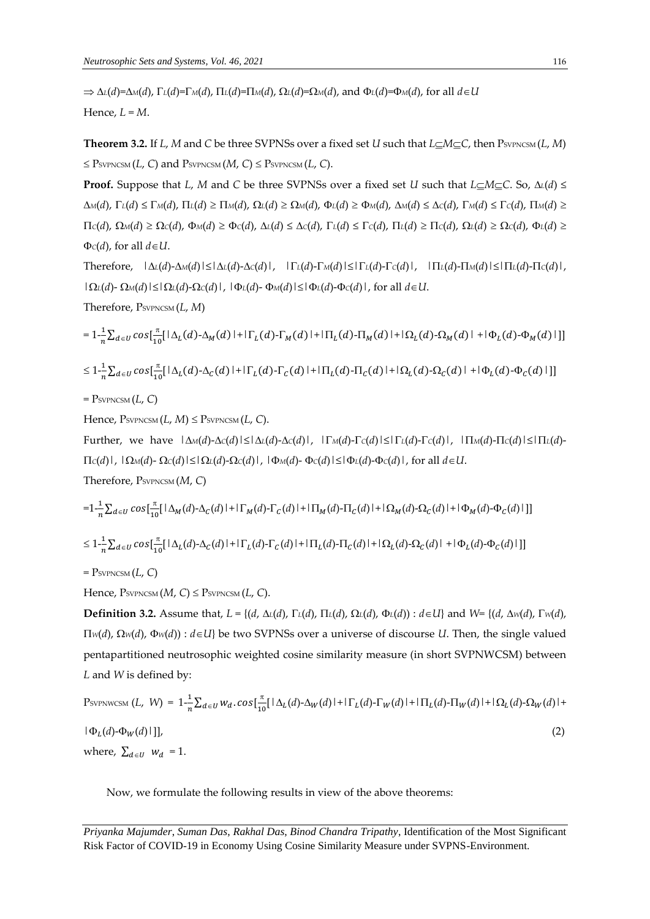$\Rightarrow \Delta_L(d)=\Delta_M(d)$, $\Gamma_L(d)=\Gamma_M(d)$, $\Pi_L(d)=\Pi_M(d)$, $\Omega_L(d)=\Omega_M(d)$, and $\Phi_L(d)=\Phi_M(d)$, for all $d\in U$

Hence, $L = M$.

**Theorem 3.2.** If *L*, *M* and *C* be three SVPNSs over a fixed set *U* such that $L\subseteq M\subseteq C$, then $P_{SVPNCSM}(L, M) \leq P_{SVPNCSM}(L, C)$ and $P_{SVPNCSM}(M, C) \leq P_{SVPNCSM}(L, C)$.

**Proof.** Suppose that *L*, *M* and *C* be three SVPNSs over a fixed set *U* such that $L\subseteq M\subseteq C$. So, $\Delta_L(d) \leq \Delta_M(d)$, $\Gamma_L(d) \leq \Gamma_M(d)$, $\Pi_L(d) \geq \Pi_M(d)$, $\Omega_L(d) \geq \Omega_M(d)$, $\Phi_L(d) \geq \Phi_M(d)$, $\Delta_M(d) \leq \Delta_C(d)$, $\Gamma_M(d) \leq \Gamma_C(d)$, $\Pi_M(d) \geq \Pi_C(d)$, $\Omega_M(d) \geq \Omega_C(d)$, $\Phi_M(d) \geq \Phi_C(d)$, $\Delta_L(d) \leq \Delta_C(d)$, $\Gamma_L(d) \leq \Gamma_C(d)$, $\Pi_L(d) \geq \Pi_C(d)$, $\Omega_L(d) \geq \Omega_C(d)$, $\Phi_L(d) \geq \Phi_C(d)$, for all $d\in U$.

Therefore, $|\Delta_L(d)-\Delta_M(d)|\leq|\Delta_L(d)-\Delta_C(d)|$, $|\Gamma_L(d)-\Gamma_M(d)|\leq|\Gamma_L(d)-\Gamma_C(d)|$, $|\Pi_L(d)-\Pi_M(d)|\leq|\Pi_L(d)-\Pi_C(d)|$, $|\Omega_L(d)-\Omega_M(d)|\leq|\Omega_L(d)-\Omega_C(d)|$, $|\Phi_L(d)-\Phi_M(d)|\leq|\Phi_L(d)-\Phi_C(d)|$, for all $d\in U$.

Therefore, $P_{SVPNCSM}(L, M)$

$$= 1-\frac{1}{n}\sum_{d\in U} cos[\frac{\pi}{10}[|\Delta_L(d)-\Delta_M(d)|+|\Gamma_L(d)-\Gamma_M(d)|+|\Pi_L(d)-\Pi_M(d)|+|\Omega_L(d)-\Omega_M(d)|+|\Phi_L(d)-\Phi_M(d)|]]$$

$$\leq 1-\frac{1}{n}\sum_{d\in U} cos[\frac{\pi}{10}[|\Delta_L(d)-\Delta_C(d)|+|\Gamma_L(d)-\Gamma_C(d)|+|\Pi_L(d)-\Pi_C(d)|+|\Omega_L(d)-\Omega_C(d)|+|\Phi_L(d)-\Phi_C(d)|]]$$

$= P_{SVPNCSM}(L, C)$

Hence, $P_{SVPNCSM}(L, M) \leq P_{SVPNCSM}(L, C)$.

Further, we have $|\Delta_M(d)-\Delta_C(d)|\leq|\Delta_L(d)-\Delta_C(d)|$, $|\Gamma_M(d)-\Gamma_C(d)|\leq|\Gamma_L(d)-\Gamma_C(d)|$, $|\Pi_M(d)-\Pi_C(d)|\leq|\Pi_L(d)-\Pi_C(d)|$, $|\Omega_M(d)-\Omega_C(d)|\leq|\Omega_L(d)-\Omega_C(d)|$, $|\Phi_M(d)-\Phi_C(d)|\leq|\Phi_L(d)-\Phi_C(d)|$, for all $d\in U$.

Therefore, $P_{SVPNCSM}(M, C)$

$$=1-\frac{1}{n}\sum_{d\in U} cos[\frac{\pi}{10}[|\Delta_M(d)-\Delta_C(d)|+|\Gamma_M(d)-\Gamma_C(d)|+|\Pi_M(d)-\Pi_C(d)|+|\Omega_M(d)-\Omega_C(d)|+|\Phi_M(d)-\Phi_C(d)|]]$$

$$\leq 1-\frac{1}{n}\sum_{d\in U} cos[\frac{\pi}{10}[|\Delta_L(d)-\Delta_C(d)|+|\Gamma_L(d)-\Gamma_C(d)|+|\Pi_L(d)-\Pi_C(d)|+|\Omega_L(d)-\Omega_C(d)|+|\Phi_L(d)-\Phi_C(d)|]]$$

$= P_{SVPNCSM}(L, C)$

Hence, $P_{SVPNCSM}(M, C) \leq P_{SVPNCSM}(L, C)$.

**Definition 3.2.** Assume that, $L = \{(d, \Delta_L(d), \Gamma_L(d), \Pi_L(d), \Omega_L(d), \Phi_L(d)) : d\in U\}$ and $W= \{(d, \Delta_W(d), \Gamma_W(d), \Pi_W(d), \Omega_W(d), \Phi_W(d)) : d\in U\}$ be two SVPNSs over a universe of discourse *U*. Then, the single valued pentapartitioned neutrosophic weighted cosine similarity measure (in short SVPNWCSM) between *L* and *W* is defined by:

$$P_{SVPNWCSM}(L, W) = 1-\frac{1}{n}\sum_{d\in U} w_d . cos[\frac{\pi}{10}[|\Delta_L(d)-\Delta_W(d)|+|\Gamma_L(d)-\Gamma_W(d)|+|\Pi_L(d)-\Pi_W(d)|+|\Omega_L(d)-\Omega_W(d)|+|\Phi_L(d)-\Phi_W(d)|]], \quad (2)$$

where, $\sum_{d\in U} w_d = 1$.

Now, we formulate the following results in view of the above theorems: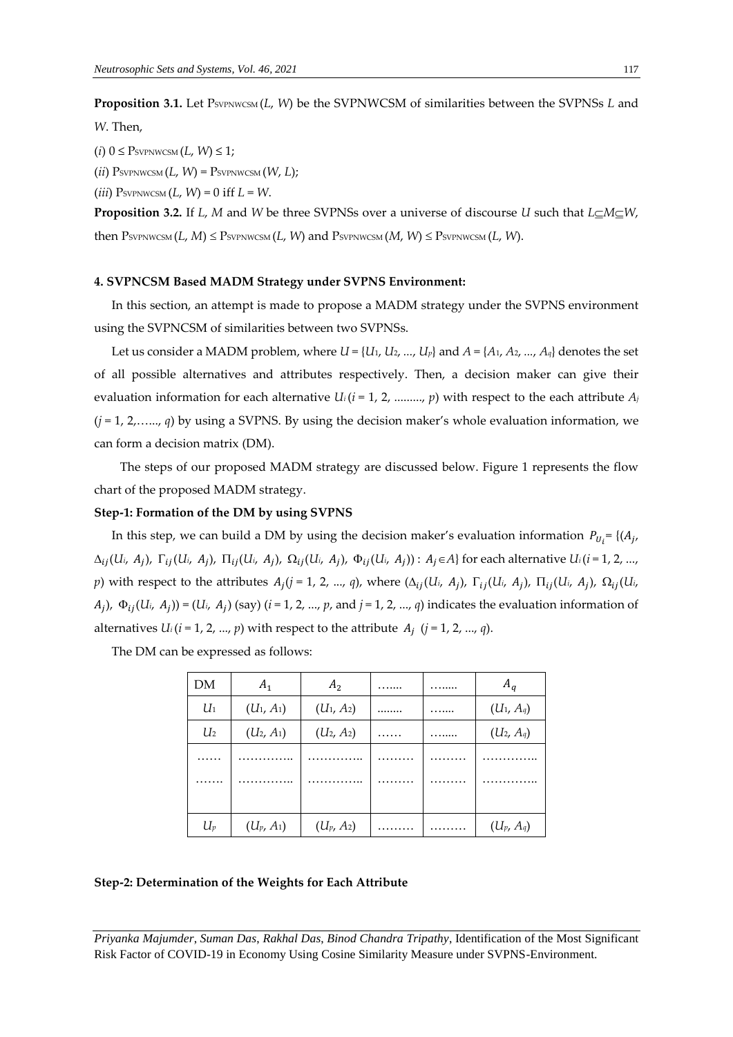**Proposition 3.1.** Let $P_{SVPNWCSM}(L, W)$ be the SVPNWCSM of similarities between the SVPNSs $L$ and $W$. Then,

(*i*) $0 \le P_{SVPNWCSM}(L, W) \le 1$;

(*ii*) $P_{SVPNWCSM}(L, W) = P_{SVPNWCSM}(W, L)$;

(*iii*) $P_{SVPNWCSM}(L, W) = 0$ iff $L = W$.

**Proposition 3.2.** If $L$, $M$ and $W$ be three SVPNSs over a universe of discourse $U$ such that $L \subseteq M \subseteq W$, then $P_{SVPNWCSM}(L, M) \le P_{SVPNWCSM}(L, W)$ and $P_{SVPNWCSM}(M, W) \le P_{SVPNWCSM}(L, W)$.

#### 4. SVPNCSM Based MADM Strategy under SVPNS Environment:

In this section, an attempt is made to propose a MADM strategy under the SVPNS environment using the SVPNCSM of similarities between two SVPNSs.

Let us consider a MADM problem, where $U = \{U_1, U_2, ..., U_p\}$ and $A = \{A_1, A_2, ..., A_q\}$ denotes the set of all possible alternatives and attributes respectively. Then, a decision maker can give their evaluation information for each alternative $U_i$ ($i$ = 1, 2, ........., $p$) with respect to the each attribute $A_j$ ($j$ = 1, 2,……, $q$) by using a SVPNS. By using the decision maker's whole evaluation information, we can form a decision matrix (DM).

The steps of our proposed MADM strategy are discussed below. Figure 1 represents the flow chart of the proposed MADM strategy.

**Step-1: Formation of the DM by using SVPNS**

In this step, we can build a DM by using the decision maker's evaluation information $P_{U_i} = \{(A_j, \Delta_{ij}(U_i, A_j), \Gamma_{ij}(U_i, A_j), \Pi_{ij}(U_i, A_j), \Omega_{ij}(U_i, A_j), \Phi_{ij}(U_i, A_j)) : A_j \in A\}$ for each alternative $U_i$ ($i$ = 1, 2, ..., $p$) with respect to the attributes $A_j$ ($j$ = 1, 2, ..., $q$), where $(\Delta_{ij}(U_i, A_j), \Gamma_{ij}(U_i, A_j), \Pi_{ij}(U_i, A_j), \Omega_{ij}(U_i, A_j), \Phi_{ij}(U_i, A_j)) = (U_i, A_j)$ (say) ($i$ = 1, 2, ..., $p$, and $j$ = 1, 2, ..., $q$) indicates the evaluation information of alternatives $U_i$ ($i$ = 1, 2, ..., $p$) with respect to the attribute $A_j$ ($j$ = 1, 2, ..., $q$).

The DM can be expressed as follows:

| DM | $A_1$ | $A_2$ | ……. | …….. | $A_q$ |
|---|---|---|---|---|---|
| $U_1$ | $(U_1, A_1)$ | $(U_1, A_2)$ | …….. | ……. | $(U_1, A_q)$ |
| $U_2$ | $(U_2, A_1)$ | $(U_2, A_2)$ | …… | …….. | $(U_2, A_q)$ |
| …… | ………….. | ………….. | ……… | ……… | ………….. |
| ……. | ………….. | ………….. | ……… | ……… | ………….. |
| $U_p$ | $(U_p, A_1)$ | $(U_p, A_2)$ | ……… | ……… | $(U_p, A_q)$ |

**Step-2: Determination of the Weights for Each Attribute**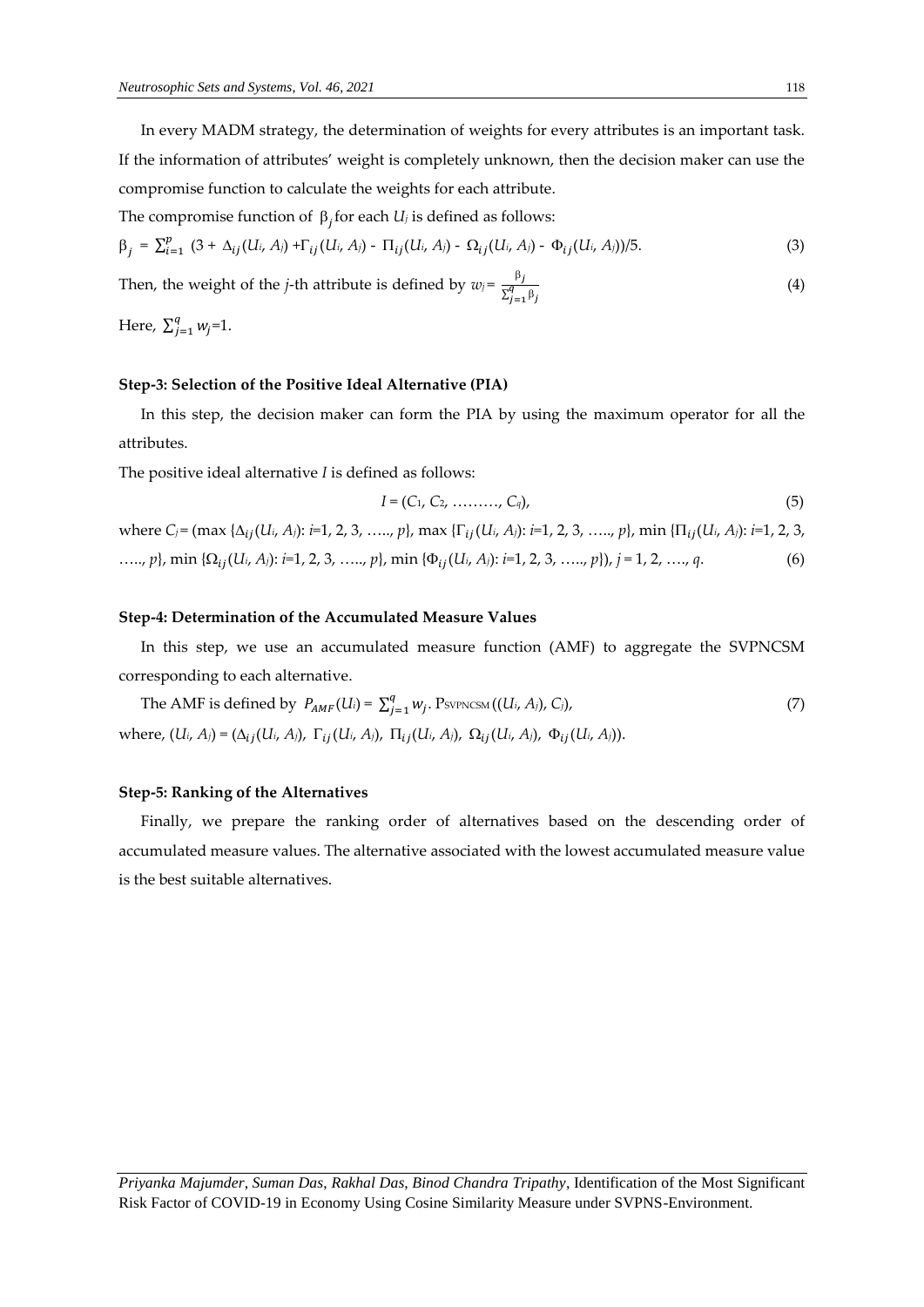In every MADM strategy, the determination of weights for every attributes is an important task. If the information of attributes' weight is completely unknown, then the decision maker can use the compromise function to calculate the weights for each attribute.

The compromise function of $\beta_j$ for each $U_j$ is defined as follows:

$$\beta_j = \sum_{i=1}^{p} (3 + \Delta_{ij}(U_i, A_j) + \Gamma_{ij}(U_i, A_j) - \Pi_{ij}(U_i, A_j) - \Omega_{ij}(U_i, A_j) - \Phi_{ij}(U_i, A_j))/5. \tag{3}$$

Then, the weight of the $j$-th attribute is defined by $w_j = \frac{\beta_j}{\sum_{j=1}^{q} \beta_j}$ (4)

Here, $\sum_{j=1}^{q} w_j = 1$.

**Step-3: Selection of the Positive Ideal Alternative (PIA)**

In this step, the decision maker can form the PIA by using the maximum operator for all the attributes.

The positive ideal alternative $I$ is defined as follows:

$$I = (C_1, C_2, \ldots\ldots\ldots, C_q), \tag{5}$$

where $C_j = (\max\{\Delta_{ij}(U_i, A_j): i=1, 2, 3, \ldots.., p\}, \max\{\Gamma_{ij}(U_i, A_j): i=1, 2, 3, \ldots.., p\}, \min\{\Pi_{ij}(U_i, A_j): i=1, 2, 3, \ldots.., p\}, \min\{\Omega_{ij}(U_i, A_j): i=1, 2, 3, \ldots.., p\}, \min\{\Phi_{ij}(U_i, A_j): i=1, 2, 3, \ldots.., p\}), j = 1, 2, \ldots., q.$ (6)

**Step-4: Determination of the Accumulated Measure Values**

In this step, we use an accumulated measure function (AMF) to aggregate the SVPNCSM corresponding to each alternative.

The AMF is defined by $P_{AMF}(U_i) = \sum_{j=1}^{q} w_j . P_{SVPNCSM}((U_i, A_j), C_j),$ (7)

where, $(U_i, A_j) = (\Delta_{ij}(U_i, A_j), \Gamma_{ij}(U_i, A_j), \Pi_{ij}(U_i, A_j), \Omega_{ij}(U_i, A_j), \Phi_{ij}(U_i, A_j))$.

**Step-5: Ranking of the Alternatives**

Finally, we prepare the ranking order of alternatives based on the descending order of accumulated measure values. The alternative associated with the lowest accumulated measure value is the best suitable alternatives.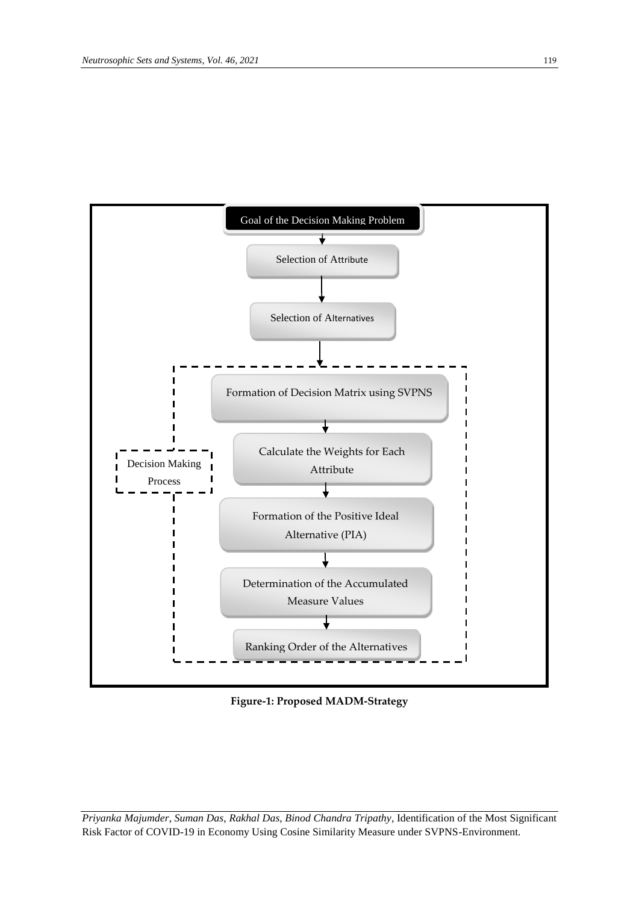Goal of the Decision Making Problem

↓

Selection of Attribute

↓

Selection of Alternatives

↓

Decision Making Process:

- Formation of Decision Matrix using SVPNS
- ↓
- Calculate the Weights for Each Attribute
- ↓
- Formation of the Positive Ideal Alternative (PIA)
- ↓
- Determination of the Accumulated Measure Values
- ↓
- Ranking Order of the Alternatives

**Figure-1: Proposed MADM-Strategy**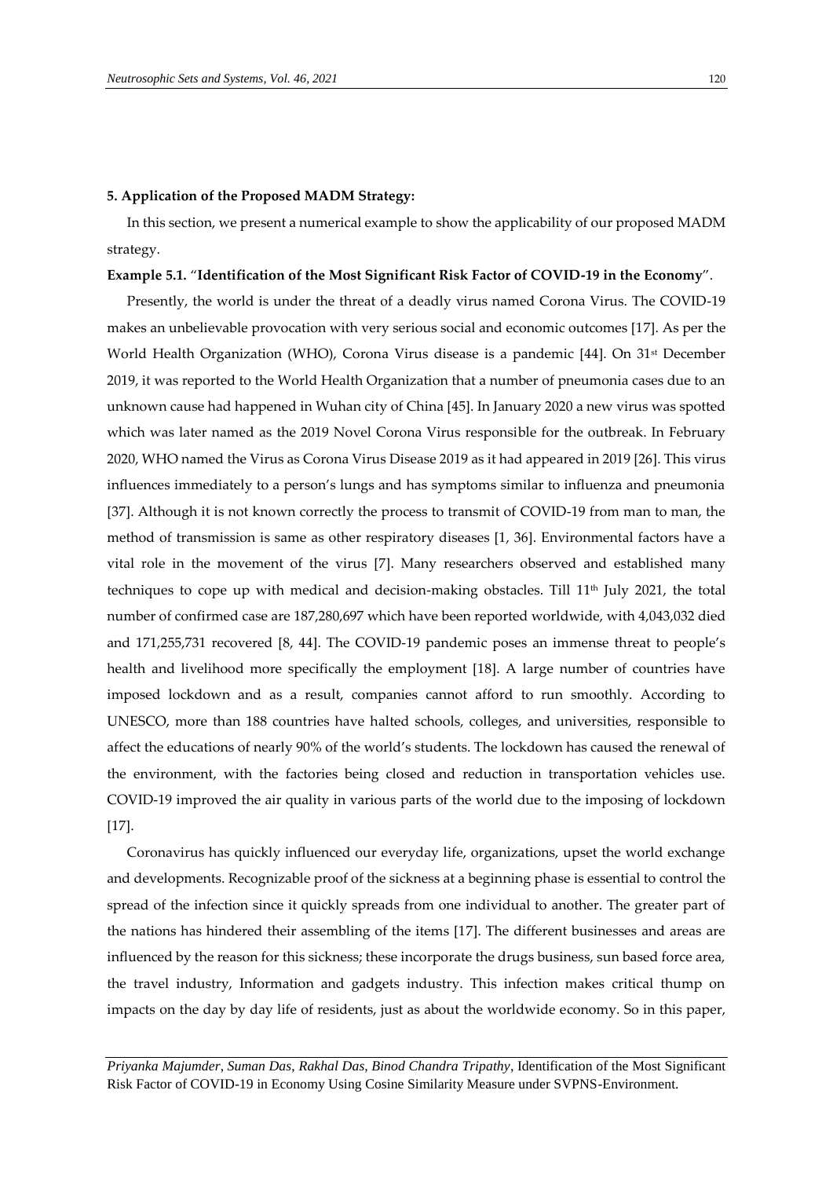**5. Application of the Proposed MADM Strategy:**

In this section, we present a numerical example to show the applicability of our proposed MADM strategy.

**Example 5.1.** "**Identification of the Most Significant Risk Factor of COVID-19 in the Economy**".

Presently, the world is under the threat of a deadly virus named Corona Virus. The COVID-19 makes an unbelievable provocation with very serious social and economic outcomes [17]. As per the World Health Organization (WHO), Corona Virus disease is a pandemic [44]. On 31st December 2019, it was reported to the World Health Organization that a number of pneumonia cases due to an unknown cause had happened in Wuhan city of China [45]. In January 2020 a new virus was spotted which was later named as the 2019 Novel Corona Virus responsible for the outbreak. In February 2020, WHO named the Virus as Corona Virus Disease 2019 as it had appeared in 2019 [26]. This virus influences immediately to a person's lungs and has symptoms similar to influenza and pneumonia [37]. Although it is not known correctly the process to transmit of COVID-19 from man to man, the method of transmission is same as other respiratory diseases [1, 36]. Environmental factors have a vital role in the movement of the virus [7]. Many researchers observed and established many techniques to cope up with medical and decision-making obstacles. Till 11th July 2021, the total number of confirmed case are 187,280,697 which have been reported worldwide, with 4,043,032 died and 171,255,731 recovered [8, 44]. The COVID-19 pandemic poses an immense threat to people's health and livelihood more specifically the employment [18]. A large number of countries have imposed lockdown and as a result, companies cannot afford to run smoothly. According to UNESCO, more than 188 countries have halted schools, colleges, and universities, responsible to affect the educations of nearly 90% of the world's students. The lockdown has caused the renewal of the environment, with the factories being closed and reduction in transportation vehicles use. COVID-19 improved the air quality in various parts of the world due to the imposing of lockdown [17].

Coronavirus has quickly influenced our everyday life, organizations, upset the world exchange and developments. Recognizable proof of the sickness at a beginning phase is essential to control the spread of the infection since it quickly spreads from one individual to another. The greater part of the nations has hindered their assembling of the items [17]. The different businesses and areas are influenced by the reason for this sickness; these incorporate the drugs business, sun based force area, the travel industry, Information and gadgets industry. This infection makes critical thump on impacts on the day by day life of residents, just as about the worldwide economy. So in this paper,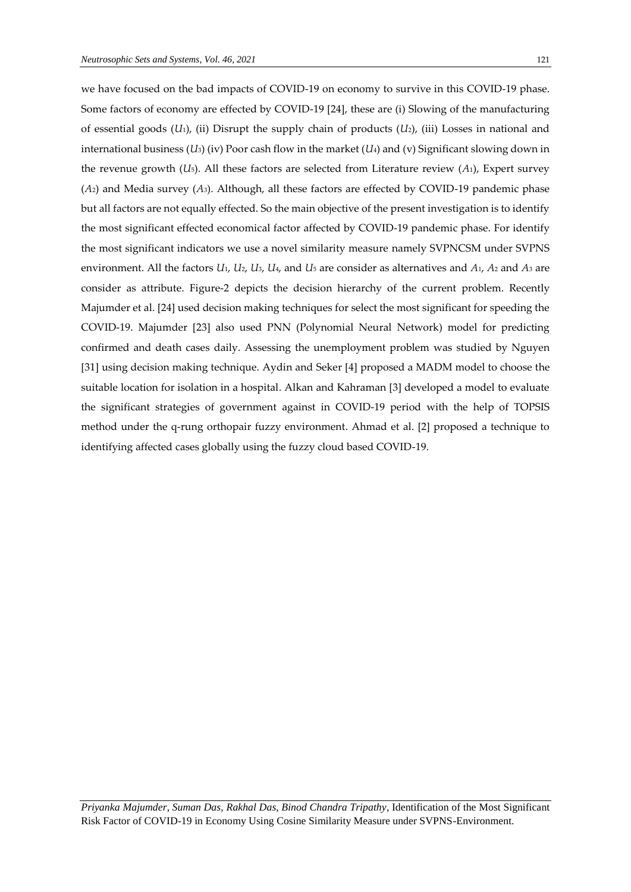we have focused on the bad impacts of COVID-19 on economy to survive in this COVID-19 phase. Some factors of economy are effected by COVID-19 [24], these are (i) Slowing of the manufacturing of essential goods ($U_1$), (ii) Disrupt the supply chain of products ($U_2$), (iii) Losses in national and international business ($U_3$) (iv) Poor cash flow in the market ($U_4$) and (v) Significant slowing down in the revenue growth ($U_5$). All these factors are selected from Literature review ($A_1$), Expert survey ($A_2$) and Media survey ($A_3$). Although, all these factors are effected by COVID-19 pandemic phase but all factors are not equally effected. So the main objective of the present investigation is to identify the most significant effected economical factor affected by COVID-19 pandemic phase. For identify the most significant indicators we use a novel similarity measure namely SVPNCSM under SVPNS environment. All the factors $U_1$, $U_2$, $U_3$, $U_4$, and $U_5$ are consider as alternatives and $A_1$, $A_2$ and $A_3$ are consider as attribute. Figure-2 depicts the decision hierarchy of the current problem. Recently Majumder et al. [24] used decision making techniques for select the most significant for speeding the COVID-19. Majumder [23] also used PNN (Polynomial Neural Network) model for predicting confirmed and death cases daily. Assessing the unemployment problem was studied by Nguyen [31] using decision making technique. Aydin and Seker [4] proposed a MADM model to choose the suitable location for isolation in a hospital. Alkan and Kahraman [3] developed a model to evaluate the significant strategies of government against in COVID-19 period with the help of TOPSIS method under the q-rung orthopair fuzzy environment. Ahmad et al. [2] proposed a technique to identifying affected cases globally using the fuzzy cloud based COVID-19.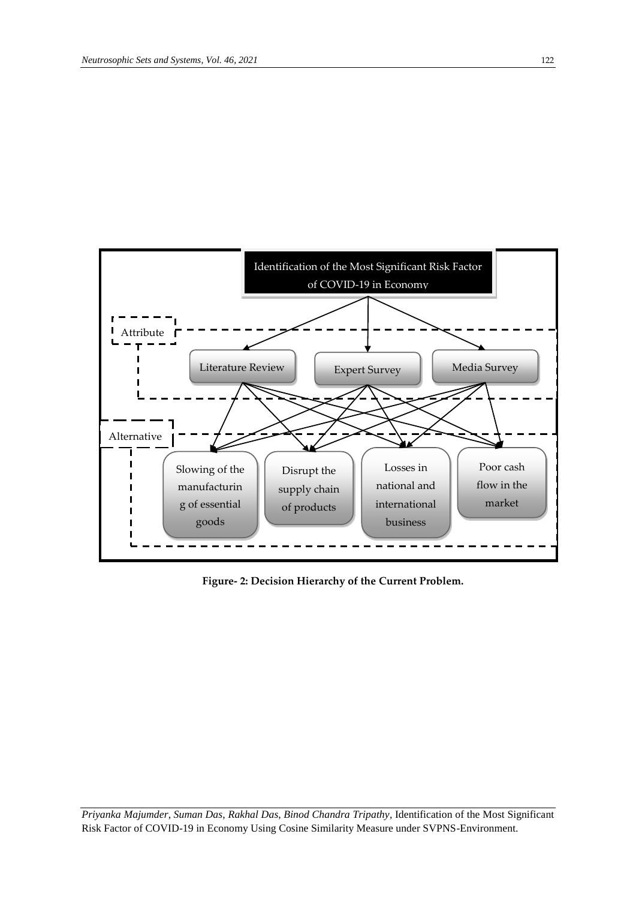Identification of the Most Significant Risk Factor of COVID-19 in Economy

Attribute

Literature Review

Expert Survey

Media Survey

Alternative

Slowing of the manufacturing of essential goods

Disrupt the supply chain of products

Losses in national and international business

Poor cash flow in the market

**Figure- 2: Decision Hierarchy of the Current Problem.**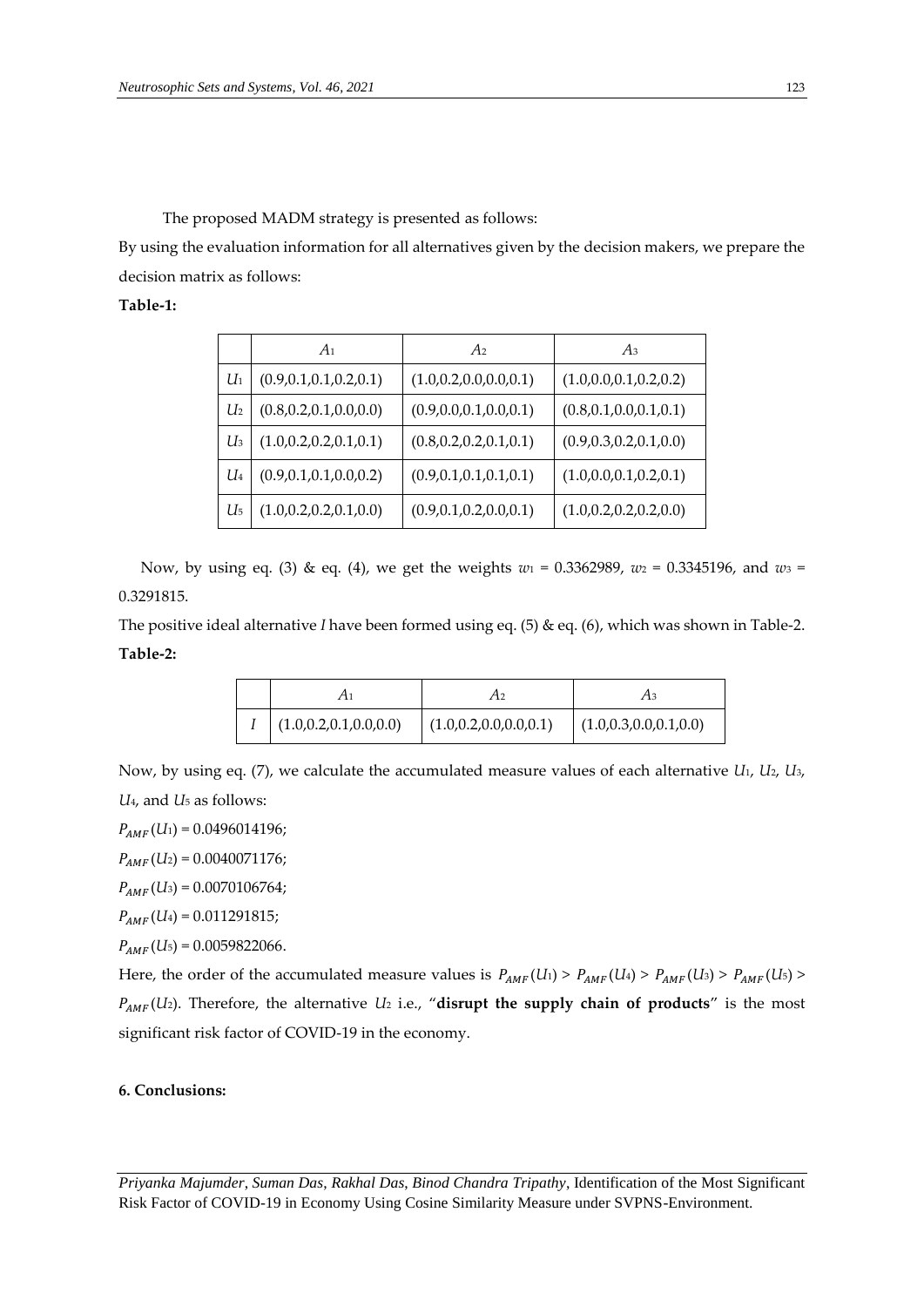The proposed MADM strategy is presented as follows:

By using the evaluation information for all alternatives given by the decision makers, we prepare the decision matrix as follows:

**Table-1:**

| | $A_1$ | $A_2$ | $A_3$ |
|---|---|---|---|
| $U_1$ | (0.9,0.1,0.1,0.2,0.1) | (1.0,0.2,0.0,0.0,0.1) | (1.0,0.0,0.1,0.2,0.2) |
| $U_2$ | (0.8,0.2,0.1,0.0,0.0) | (0.9,0.0,0.1,0.0,0.1) | (0.8,0.1,0.0,0.1,0.1) |
| $U_3$ | (1.0,0.2,0.2,0.1,0.1) | (0.8,0.2,0.2,0.1,0.1) | (0.9,0.3,0.2,0.1,0.0) |
| $U_4$ | (0.9,0.1,0.1,0.0,0.2) | (0.9,0.1,0.1,0.1,0.1) | (1.0,0.0,0.1,0.2,0.1) |
| $U_5$ | (1.0,0.2,0.2,0.1,0.0) | (0.9,0.1,0.2,0.0,0.1) | (1.0,0.2,0.2,0.2,0.0) |

Now, by using eq. (3) & eq. (4), we get the weights $w_1$ = 0.3362989, $w_2$ = 0.3345196, and $w_3$ = 0.3291815.

The positive ideal alternative $I$ have been formed using eq. (5) & eq. (6), which was shown in Table-2.

**Table-2:**

| | $A_1$ | $A_2$ | $A_3$ |
|---|---|---|---|
| $I$ | (1.0,0.2,0.1,0.0,0.0) | (1.0,0.2,0.0,0.0,0.1) | (1.0,0.3,0.0,0.1,0.0) |

Now, by using eq. (7), we calculate the accumulated measure values of each alternative $U_1$, $U_2$, $U_3$, $U_4$, and $U_5$ as follows:

$P_{AMF}(U_1)$ = 0.0496014196;

$P_{AMF}(U_2)$ = 0.0040071176;

$P_{AMF}(U_3)$ = 0.0070106764;

$P_{AMF}(U_4)$ = 0.011291815;

$P_{AMF}(U_5)$ = 0.0059822066.

Here, the order of the accumulated measure values is $P_{AMF}(U_1) > P_{AMF}(U_4) > P_{AMF}(U_3) > P_{AMF}(U_5) > P_{AMF}(U_2)$. Therefore, the alternative $U_2$ i.e., "**disrupt the supply chain of products**" is the most significant risk factor of COVID-19 in the economy.

**6. Conclusions:**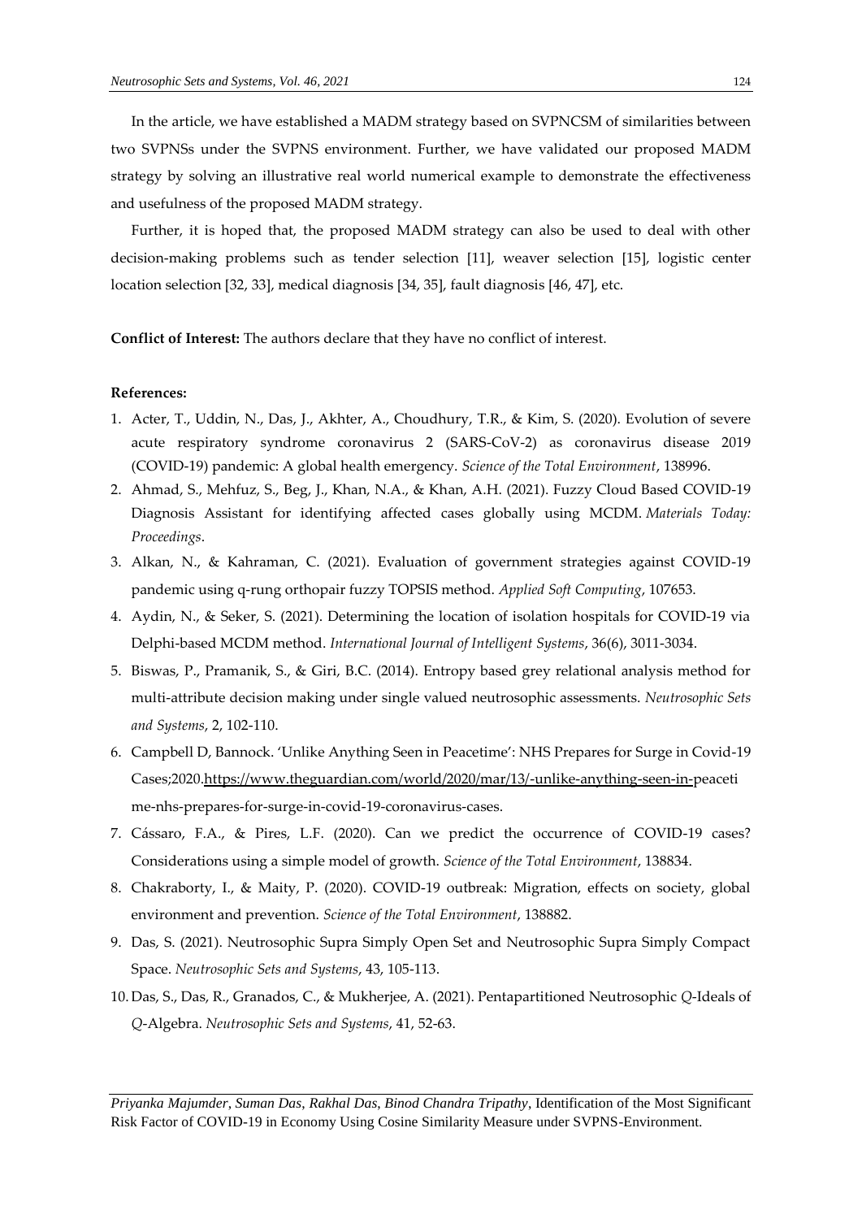In the article, we have established a MADM strategy based on SVPNCSM of similarities between two SVPNSs under the SVPNS environment. Further, we have validated our proposed MADM strategy by solving an illustrative real world numerical example to demonstrate the effectiveness and usefulness of the proposed MADM strategy.

Further, it is hoped that, the proposed MADM strategy can also be used to deal with other decision-making problems such as tender selection [11], weaver selection [15], logistic center location selection [32, 33], medical diagnosis [34, 35], fault diagnosis [46, 47], etc.

**Conflict of Interest:** The authors declare that they have no conflict of interest.

**References:**

1. Acter, T., Uddin, N., Das, J., Akhter, A., Choudhury, T.R., & Kim, S. (2020). Evolution of severe acute respiratory syndrome coronavirus 2 (SARS-CoV-2) as coronavirus disease 2019 (COVID-19) pandemic: A global health emergency. *Science of the Total Environment*, 138996.
2. Ahmad, S., Mehfuz, S., Beg, J., Khan, N.A., & Khan, A.H. (2021). Fuzzy Cloud Based COVID-19 Diagnosis Assistant for identifying affected cases globally using MCDM. *Materials Today: Proceedings*.
3. Alkan, N., & Kahraman, C. (2021). Evaluation of government strategies against COVID-19 pandemic using q-rung orthopair fuzzy TOPSIS method. *Applied Soft Computing*, 107653.
4. Aydin, N., & Seker, S. (2021). Determining the location of isolation hospitals for COVID-19 via Delphi-based MCDM method. *International Journal of Intelligent Systems*, 36(6), 3011-3034.
5. Biswas, P., Pramanik, S., & Giri, B.C. (2014). Entropy based grey relational analysis method for multi-attribute decision making under single valued neutrosophic assessments. *Neutrosophic Sets and Systems*, 2, 102-110.
6. Campbell D, Bannock. 'Unlike Anything Seen in Peacetime': NHS Prepares for Surge in Covid-19 Cases;2020.https://www.theguardian.com/world/2020/mar/13/-unlike-anything-seen-in-peacetime-nhs-prepares-for-surge-in-covid-19-coronavirus-cases.
7. Cássaro, F.A., & Pires, L.F. (2020). Can we predict the occurrence of COVID-19 cases? Considerations using a simple model of growth. *Science of the Total Environment*, 138834.
8. Chakraborty, I., & Maity, P. (2020). COVID-19 outbreak: Migration, effects on society, global environment and prevention. *Science of the Total Environment*, 138882.
9. Das, S. (2021). Neutrosophic Supra Simply Open Set and Neutrosophic Supra Simply Compact Space. *Neutrosophic Sets and Systems*, 43, 105-113.
10. Das, S., Das, R., Granados, C., & Mukherjee, A. (2021). Pentapartitioned Neutrosophic *Q*-Ideals of *Q*-Algebra. *Neutrosophic Sets and Systems*, 41, 52-63.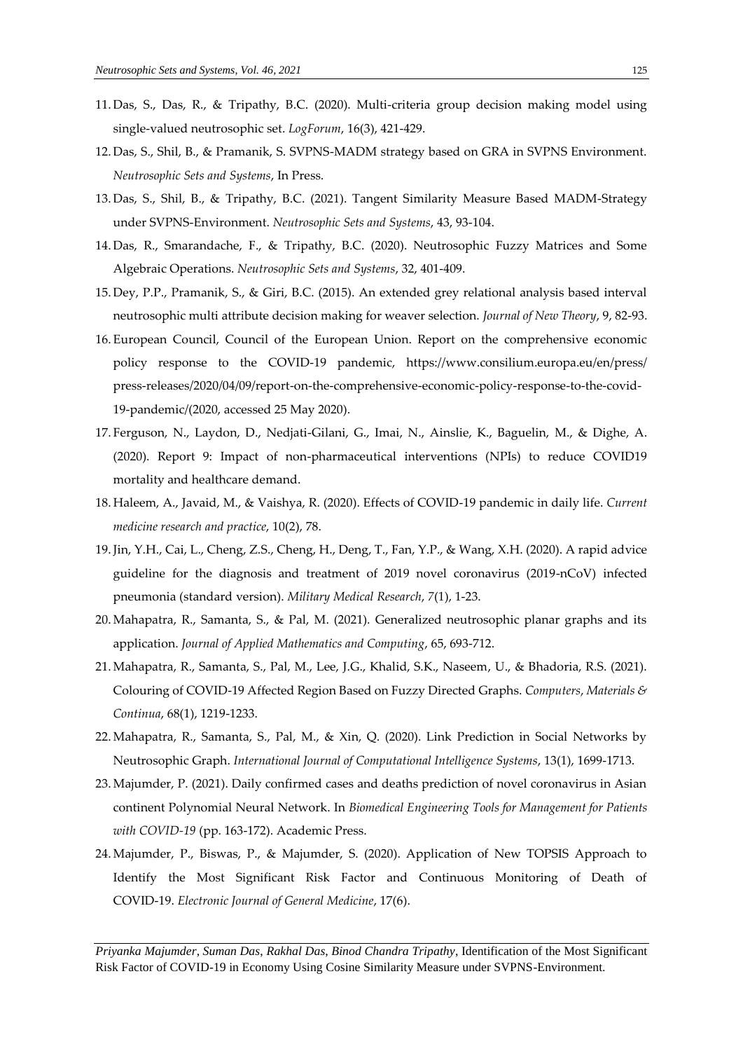11. Das, S., Das, R., & Tripathy, B.C. (2020). Multi-criteria group decision making model using single-valued neutrosophic set. *LogForum*, 16(3), 421-429.
12. Das, S., Shil, B., & Pramanik, S. SVPNS-MADM strategy based on GRA in SVPNS Environment. *Neutrosophic Sets and Systems*, In Press.
13. Das, S., Shil, B., & Tripathy, B.C. (2021). Tangent Similarity Measure Based MADM-Strategy under SVPNS-Environment. *Neutrosophic Sets and Systems*, 43, 93-104.
14. Das, R., Smarandache, F., & Tripathy, B.C. (2020). Neutrosophic Fuzzy Matrices and Some Algebraic Operations. *Neutrosophic Sets and Systems*, 32, 401-409.
15. Dey, P.P., Pramanik, S., & Giri, B.C. (2015). An extended grey relational analysis based interval neutrosophic multi attribute decision making for weaver selection. *Journal of New Theory*, 9, 82-93.
16. European Council, Council of the European Union. Report on the comprehensive economic policy response to the COVID-19 pandemic, https://www.consilium.europa.eu/en/press/press-releases/2020/04/09/report-on-the-comprehensive-economic-policy-response-to-the-covid-19-pandemic/(2020, accessed 25 May 2020).
17. Ferguson, N., Laydon, D., Nedjati-Gilani, G., Imai, N., Ainslie, K., Baguelin, M., & Dighe, A. (2020). Report 9: Impact of non-pharmaceutical interventions (NPIs) to reduce COVID19 mortality and healthcare demand.
18. Haleem, A., Javaid, M., & Vaishya, R. (2020). Effects of COVID-19 pandemic in daily life. *Current medicine research and practice*, 10(2), 78.
19. Jin, Y.H., Cai, L., Cheng, Z.S., Cheng, H., Deng, T., Fan, Y.P., & Wang, X.H. (2020). A rapid advice guideline for the diagnosis and treatment of 2019 novel coronavirus (2019-nCoV) infected pneumonia (standard version). *Military Medical Research*, *7*(1), 1-23.
20. Mahapatra, R., Samanta, S., & Pal, M. (2021). Generalized neutrosophic planar graphs and its application. *Journal of Applied Mathematics and Computing*, 65, 693-712.
21. Mahapatra, R., Samanta, S., Pal, M., Lee, J.G., Khalid, S.K., Naseem, U., & Bhadoria, R.S. (2021). Colouring of COVID-19 Affected Region Based on Fuzzy Directed Graphs. *Computers, Materials & Continua*, 68(1), 1219-1233.
22. Mahapatra, R., Samanta, S., Pal, M., & Xin, Q. (2020). Link Prediction in Social Networks by Neutrosophic Graph. *International Journal of Computational Intelligence Systems*, 13(1), 1699-1713.
23. Majumder, P. (2021). Daily confirmed cases and deaths prediction of novel coronavirus in Asian continent Polynomial Neural Network. In *Biomedical Engineering Tools for Management for Patients with COVID-19* (pp. 163-172). Academic Press.
24. Majumder, P., Biswas, P., & Majumder, S. (2020). Application of New TOPSIS Approach to Identify the Most Significant Risk Factor and Continuous Monitoring of Death of COVID-19. *Electronic Journal of General Medicine*, 17(6).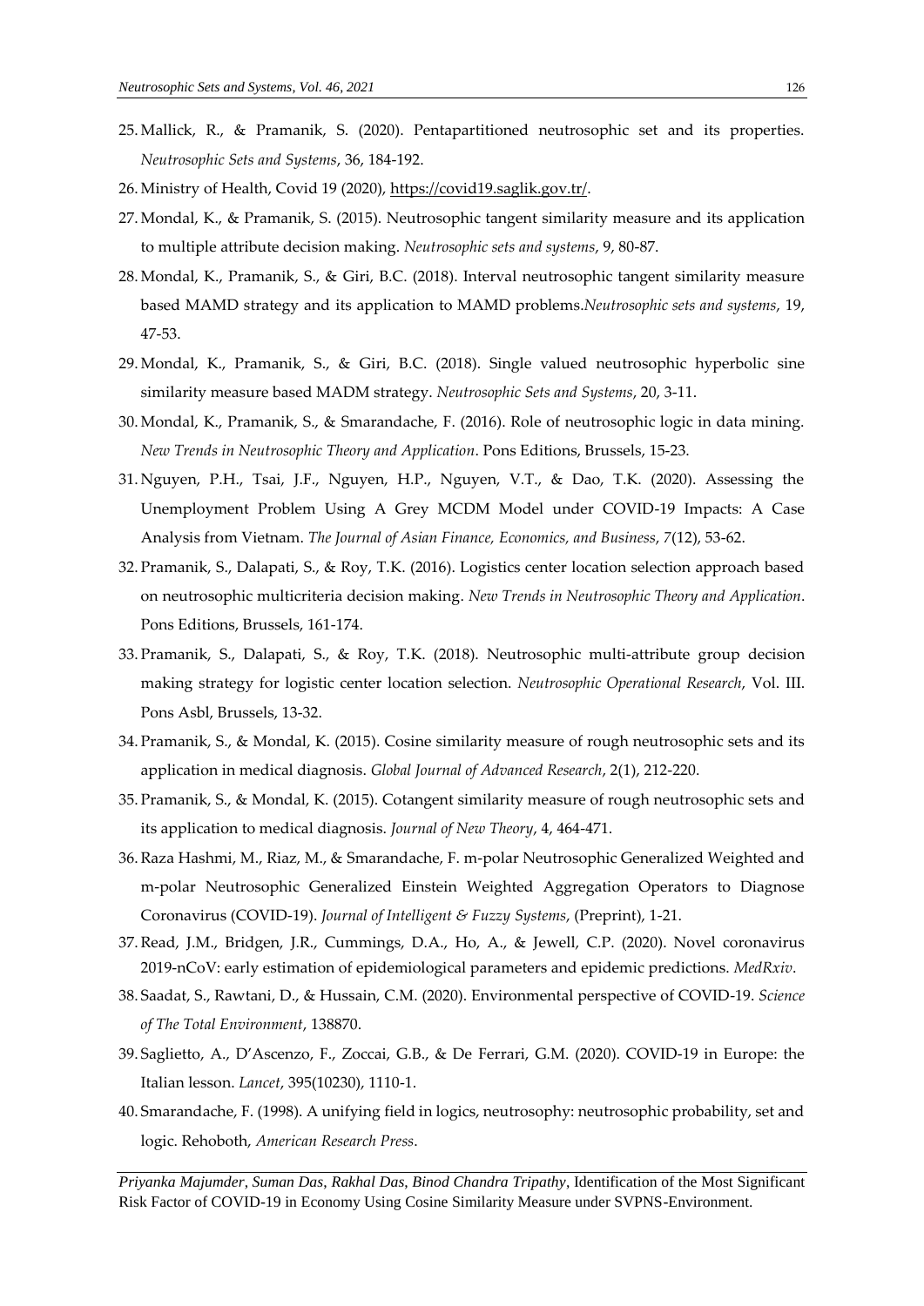25. Mallick, R., & Pramanik, S. (2020). Pentapartitioned neutrosophic set and its properties. *Neutrosophic Sets and Systems*, 36, 184-192.
26. Ministry of Health, Covid 19 (2020), https://covid19.saglik.gov.tr/.
27. Mondal, K., & Pramanik, S. (2015). Neutrosophic tangent similarity measure and its application to multiple attribute decision making. *Neutrosophic sets and systems*, 9, 80-87.
28. Mondal, K., Pramanik, S., & Giri, B.C. (2018). Interval neutrosophic tangent similarity measure based MAMD strategy and its application to MAMD problems.*Neutrosophic sets and systems*, 19, 47-53.
29. Mondal, K., Pramanik, S., & Giri, B.C. (2018). Single valued neutrosophic hyperbolic sine similarity measure based MADM strategy. *Neutrosophic Sets and Systems*, 20, 3-11.
30. Mondal, K., Pramanik, S., & Smarandache, F. (2016). Role of neutrosophic logic in data mining. *New Trends in Neutrosophic Theory and Application*. Pons Editions, Brussels, 15-23.
31. Nguyen, P.H., Tsai, J.F., Nguyen, H.P., Nguyen, V.T., & Dao, T.K. (2020). Assessing the Unemployment Problem Using A Grey MCDM Model under COVID-19 Impacts: A Case Analysis from Vietnam. *The Journal of Asian Finance, Economics, and Business*, *7*(12), 53-62.
32. Pramanik, S., Dalapati, S., & Roy, T.K. (2016). Logistics center location selection approach based on neutrosophic multicriteria decision making. *New Trends in Neutrosophic Theory and Application*. Pons Editions, Brussels, 161-174.
33. Pramanik, S., Dalapati, S., & Roy, T.K. (2018). Neutrosophic multi-attribute group decision making strategy for logistic center location selection. *Neutrosophic Operational Research*, Vol. III. Pons Asbl, Brussels, 13-32.
34. Pramanik, S., & Mondal, K. (2015). Cosine similarity measure of rough neutrosophic sets and its application in medical diagnosis. *Global Journal of Advanced Research*, 2(1), 212-220.
35. Pramanik, S., & Mondal, K. (2015). Cotangent similarity measure of rough neutrosophic sets and its application to medical diagnosis. *Journal of New Theory*, 4, 464-471.
36. Raza Hashmi, M., Riaz, M., & Smarandache, F. m-polar Neutrosophic Generalized Weighted and m-polar Neutrosophic Generalized Einstein Weighted Aggregation Operators to Diagnose Coronavirus (COVID-19). *Journal of Intelligent & Fuzzy Systems*, (Preprint), 1-21.
37. Read, J.M., Bridgen, J.R., Cummings, D.A., Ho, A., & Jewell, C.P. (2020). Novel coronavirus 2019-nCoV: early estimation of epidemiological parameters and epidemic predictions. *MedRxiv*.
38. Saadat, S., Rawtani, D., & Hussain, C.M. (2020). Environmental perspective of COVID-19. *Science of The Total Environment*, 138870.
39. Saglietto, A., D'Ascenzo, F., Zoccai, G.B., & De Ferrari, G.M. (2020). COVID-19 in Europe: the Italian lesson. *Lancet*, 395(10230), 1110-1.
40. Smarandache, F. (1998). A unifying field in logics, neutrosophy: neutrosophic probability, set and logic. Rehoboth, *American Research Press*.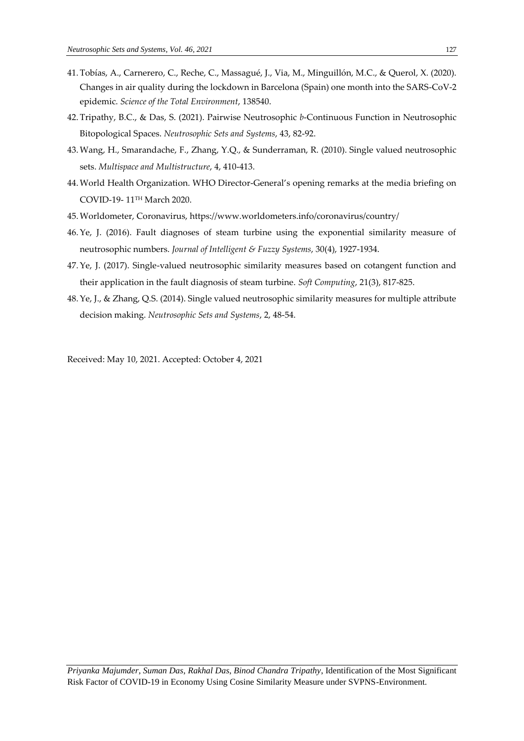41. Tobías, A., Carnerero, C., Reche, C., Massagué, J., Via, M., Minguillón, M.C., & Querol, X. (2020). Changes in air quality during the lockdown in Barcelona (Spain) one month into the SARS-CoV-2 epidemic. *Science of the Total Environment*, 138540.
42. Tripathy, B.C., & Das, S. (2021). Pairwise Neutrosophic *b*-Continuous Function in Neutrosophic Bitopological Spaces. *Neutrosophic Sets and Systems*, 43, 82-92.
43. Wang, H., Smarandache, F., Zhang, Y.Q., & Sunderraman, R. (2010). Single valued neutrosophic sets. *Multispace and Multistructure*, 4, 410-413.
44. World Health Organization. WHO Director-General's opening remarks at the media briefing on COVID-19- 11TH March 2020.
45. Worldometer, Coronavirus, https://www.worldometers.info/coronavirus/country/
46. Ye, J. (2016). Fault diagnoses of steam turbine using the exponential similarity measure of neutrosophic numbers. *Journal of Intelligent & Fuzzy Systems*, 30(4), 1927-1934.
47. Ye, J. (2017). Single-valued neutrosophic similarity measures based on cotangent function and their application in the fault diagnosis of steam turbine. *Soft Computing*, 21(3), 817-825.
48. Ye, J., & Zhang, Q.S. (2014). Single valued neutrosophic similarity measures for multiple attribute decision making. *Neutrosophic Sets and Systems*, 2, 48-54.

Received: May 10, 2021. Accepted: October 4, 2021